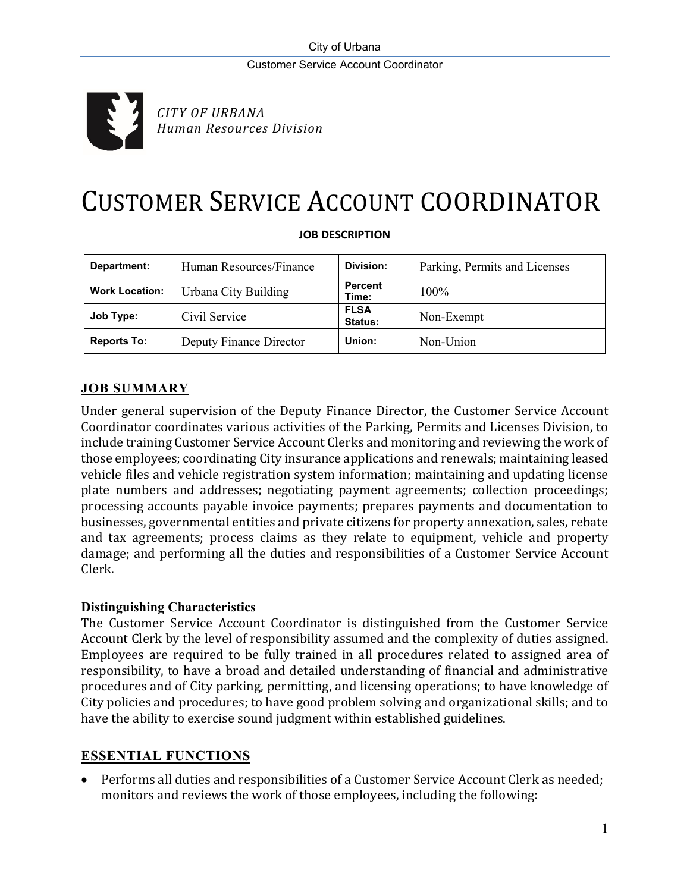*CITY OF URBANA*
*Human Resources Division*

# CUSTOMER SERVICE ACCOUNT COORDINATOR

**JOB DESCRIPTION**

| **Department:** | Human Resources/Finance | **Division:** | Parking, Permits and Licenses |
|---|---|---|---|
| **Work Location:** | Urbana City Building | **Percent Time:** | 100% |
| **Job Type:** | Civil Service | **FLSA Status:** | Non-Exempt |
| **Reports To:** | Deputy Finance Director | **Union:** | Non-Union |

## JOB SUMMARY

Under general supervision of the Deputy Finance Director, the Customer Service Account Coordinator coordinates various activities of the Parking, Permits and Licenses Division, to include training Customer Service Account Clerks and monitoring and reviewing the work of those employees; coordinating City insurance applications and renewals; maintaining leased vehicle files and vehicle registration system information; maintaining and updating license plate numbers and addresses; negotiating payment agreements; collection proceedings; processing accounts payable invoice payments; prepares payments and documentation to businesses, governmental entities and private citizens for property annexation, sales, rebate and tax agreements; process claims as they relate to equipment, vehicle and property damage; and performing all the duties and responsibilities of a Customer Service Account Clerk.

### Distinguishing Characteristics

The Customer Service Account Coordinator is distinguished from the Customer Service Account Clerk by the level of responsibility assumed and the complexity of duties assigned. Employees are required to be fully trained in all procedures related to assigned area of responsibility, to have a broad and detailed understanding of financial and administrative procedures and of City parking, permitting, and licensing operations; to have knowledge of City policies and procedures; to have good problem solving and organizational skills; and to have the ability to exercise sound judgment within established guidelines.

## ESSENTIAL FUNCTIONS

- Performs all duties and responsibilities of a Customer Service Account Clerk as needed; monitors and reviews the work of those employees, including the following: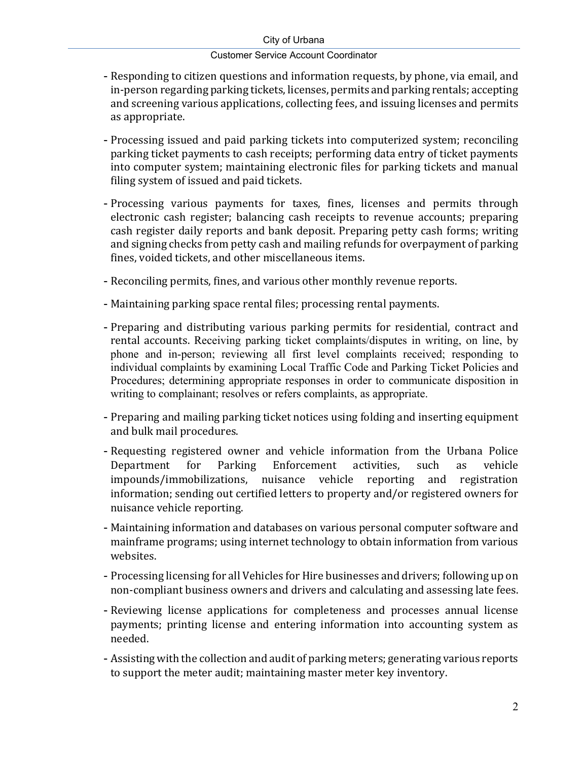- Responding to citizen questions and information requests, by phone, via email, and in-person regarding parking tickets, licenses, permits and parking rentals; accepting and screening various applications, collecting fees, and issuing licenses and permits as appropriate.
- Processing issued and paid parking tickets into computerized system; reconciling parking ticket payments to cash receipts; performing data entry of ticket payments into computer system; maintaining electronic files for parking tickets and manual filing system of issued and paid tickets.
- Processing various payments for taxes, fines, licenses and permits through electronic cash register; balancing cash receipts to revenue accounts; preparing cash register daily reports and bank deposit. Preparing petty cash forms; writing and signing checks from petty cash and mailing refunds for overpayment of parking fines, voided tickets, and other miscellaneous items.
- Reconciling permits, fines, and various other monthly revenue reports.
- Maintaining parking space rental files; processing rental payments.
- Preparing and distributing various parking permits for residential, contract and rental accounts. Receiving parking ticket complaints/disputes in writing, on line, by phone and in-person; reviewing all first level complaints received; responding to individual complaints by examining Local Traffic Code and Parking Ticket Policies and Procedures; determining appropriate responses in order to communicate disposition in writing to complainant; resolves or refers complaints, as appropriate.
- Preparing and mailing parking ticket notices using folding and inserting equipment and bulk mail procedures.
- Requesting registered owner and vehicle information from the Urbana Police Department for Parking Enforcement activities, such as vehicle impounds/immobilizations, nuisance vehicle reporting and registration information; sending out certified letters to property and/or registered owners for nuisance vehicle reporting.
- Maintaining information and databases on various personal computer software and mainframe programs; using internet technology to obtain information from various websites.
- Processing licensing for all Vehicles for Hire businesses and drivers; following up on non-compliant business owners and drivers and calculating and assessing late fees.
- Reviewing license applications for completeness and processes annual license payments; printing license and entering information into accounting system as needed.
- Assisting with the collection and audit of parking meters; generating various reports to support the meter audit; maintaining master meter key inventory.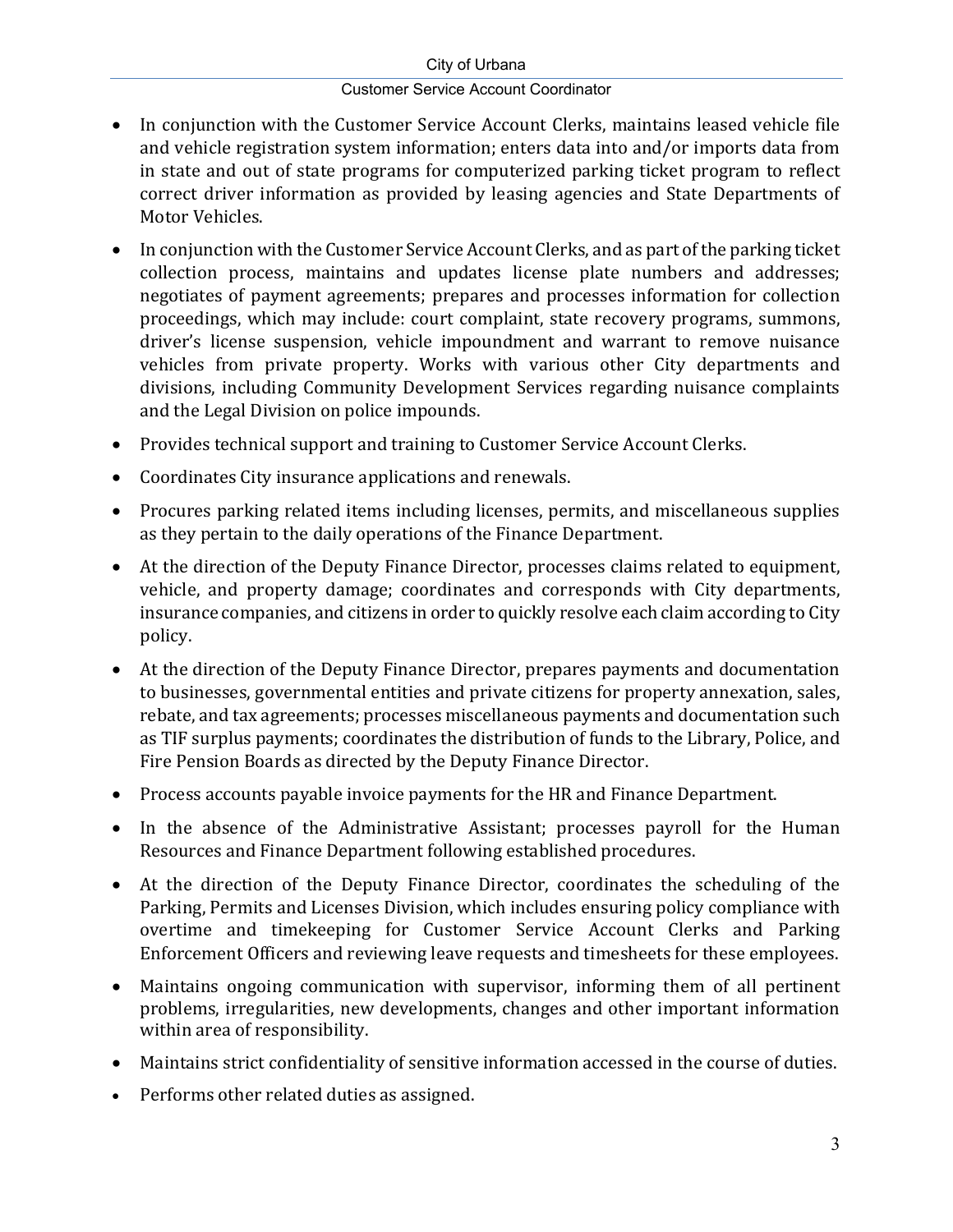- In conjunction with the Customer Service Account Clerks, maintains leased vehicle file and vehicle registration system information; enters data into and/or imports data from in state and out of state programs for computerized parking ticket program to reflect correct driver information as provided by leasing agencies and State Departments of Motor Vehicles.
- In conjunction with the Customer Service Account Clerks, and as part of the parking ticket collection process, maintains and updates license plate numbers and addresses; negotiates of payment agreements; prepares and processes information for collection proceedings, which may include: court complaint, state recovery programs, summons, driver's license suspension, vehicle impoundment and warrant to remove nuisance vehicles from private property. Works with various other City departments and divisions, including Community Development Services regarding nuisance complaints and the Legal Division on police impounds.
- Provides technical support and training to Customer Service Account Clerks.
- Coordinates City insurance applications and renewals.
- Procures parking related items including licenses, permits, and miscellaneous supplies as they pertain to the daily operations of the Finance Department.
- At the direction of the Deputy Finance Director, processes claims related to equipment, vehicle, and property damage; coordinates and corresponds with City departments, insurance companies, and citizens in order to quickly resolve each claim according to City policy.
- At the direction of the Deputy Finance Director, prepares payments and documentation to businesses, governmental entities and private citizens for property annexation, sales, rebate, and tax agreements; processes miscellaneous payments and documentation such as TIF surplus payments; coordinates the distribution of funds to the Library, Police, and Fire Pension Boards as directed by the Deputy Finance Director.
- Process accounts payable invoice payments for the HR and Finance Department.
- In the absence of the Administrative Assistant; processes payroll for the Human Resources and Finance Department following established procedures.
- At the direction of the Deputy Finance Director, coordinates the scheduling of the Parking, Permits and Licenses Division, which includes ensuring policy compliance with overtime and timekeeping for Customer Service Account Clerks and Parking Enforcement Officers and reviewing leave requests and timesheets for these employees.
- Maintains ongoing communication with supervisor, informing them of all pertinent problems, irregularities, new developments, changes and other important information within area of responsibility.
- Maintains strict confidentiality of sensitive information accessed in the course of duties.
- Performs other related duties as assigned.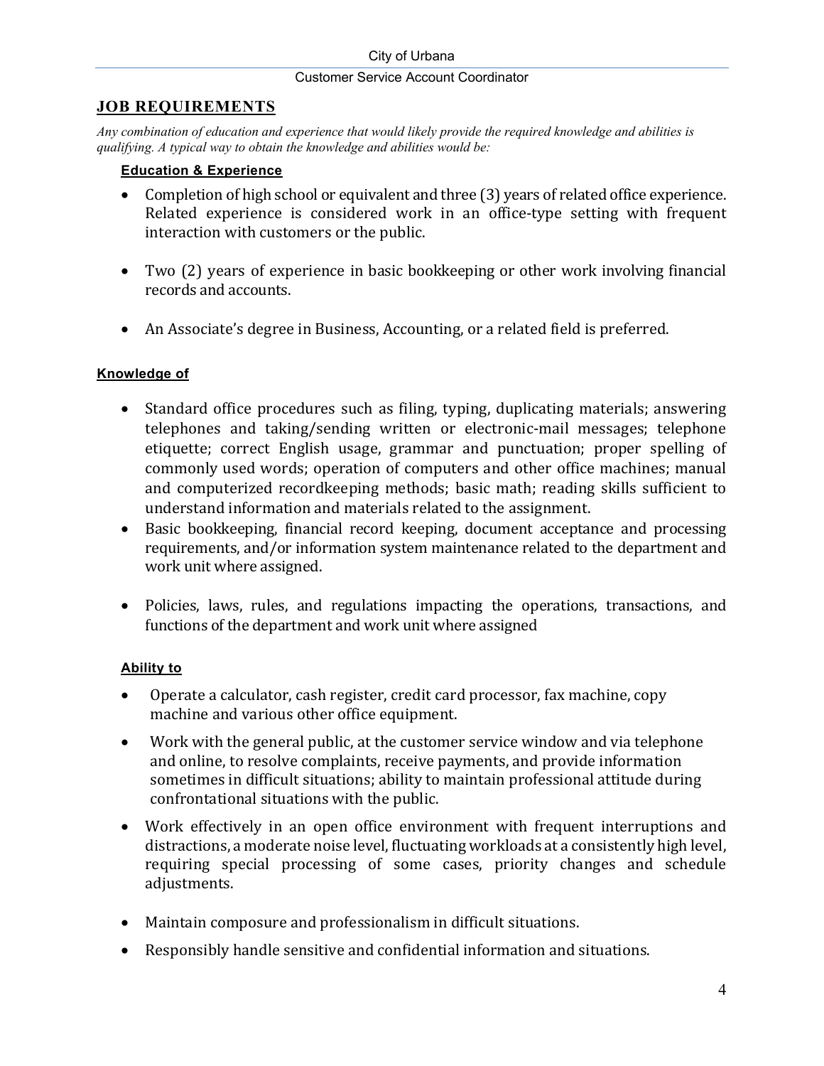## JOB REQUIREMENTS

*Any combination of education and experience that would likely provide the required knowledge and abilities is qualifying. A typical way to obtain the knowledge and abilities would be:*

**Education & Experience**

- Completion of high school or equivalent and three (3) years of related office experience. Related experience is considered work in an office-type setting with frequent interaction with customers or the public.
- Two (2) years of experience in basic bookkeeping or other work involving financial records and accounts.
- An Associate's degree in Business, Accounting, or a related field is preferred.

**Knowledge of**

- Standard office procedures such as filing, typing, duplicating materials; answering telephones and taking/sending written or electronic-mail messages; telephone etiquette; correct English usage, grammar and punctuation; proper spelling of commonly used words; operation of computers and other office machines; manual and computerized recordkeeping methods; basic math; reading skills sufficient to understand information and materials related to the assignment.
- Basic bookkeeping, financial record keeping, document acceptance and processing requirements, and/or information system maintenance related to the department and work unit where assigned.
- Policies, laws, rules, and regulations impacting the operations, transactions, and functions of the department and work unit where assigned

**Ability to**

- Operate a calculator, cash register, credit card processor, fax machine, copy machine and various other office equipment.
- Work with the general public, at the customer service window and via telephone and online, to resolve complaints, receive payments, and provide information sometimes in difficult situations; ability to maintain professional attitude during confrontational situations with the public.
- Work effectively in an open office environment with frequent interruptions and distractions, a moderate noise level, fluctuating workloads at a consistently high level, requiring special processing of some cases, priority changes and schedule adjustments.
- Maintain composure and professionalism in difficult situations.
- Responsibly handle sensitive and confidential information and situations.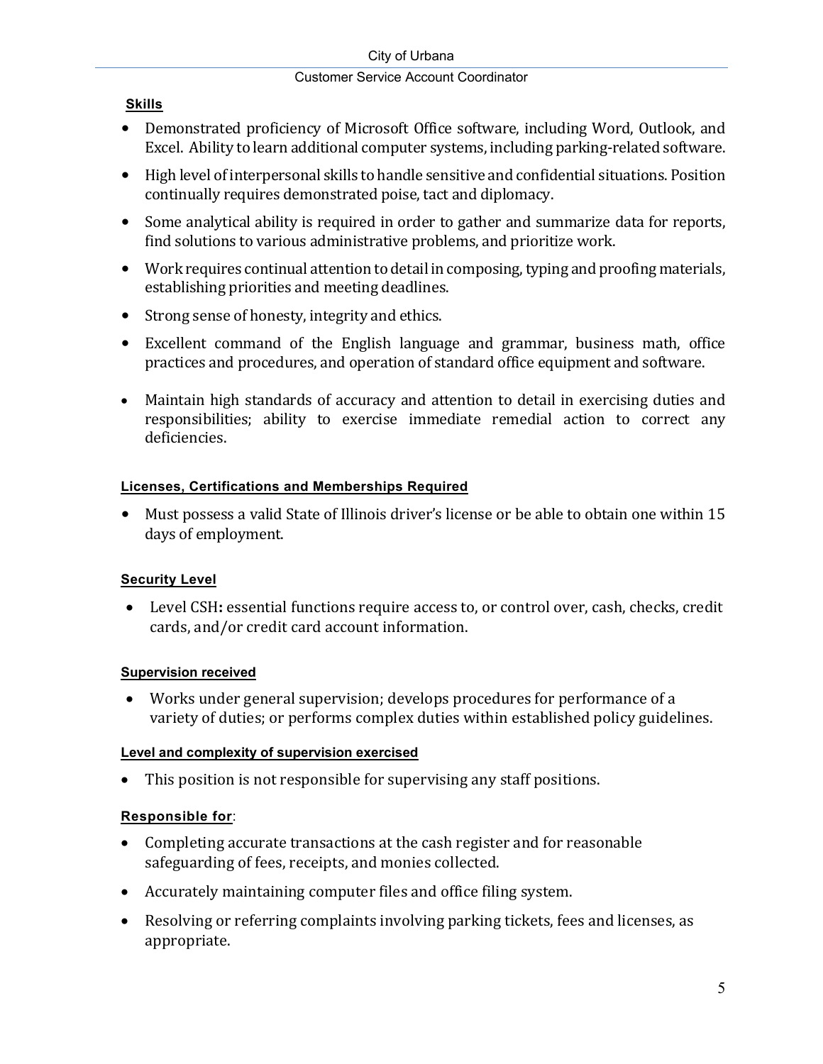**Skills**

- Demonstrated proficiency of Microsoft Office software, including Word, Outlook, and Excel. Ability to learn additional computer systems, including parking-related software.
- High level of interpersonal skills to handle sensitive and confidential situations. Position continually requires demonstrated poise, tact and diplomacy.
- Some analytical ability is required in order to gather and summarize data for reports, find solutions to various administrative problems, and prioritize work.
- Work requires continual attention to detail in composing, typing and proofing materials, establishing priorities and meeting deadlines.
- Strong sense of honesty, integrity and ethics.
- Excellent command of the English language and grammar, business math, office practices and procedures, and operation of standard office equipment and software.
- Maintain high standards of accuracy and attention to detail in exercising duties and responsibilities; ability to exercise immediate remedial action to correct any deficiencies.

**Licenses, Certifications and Memberships Required**

- Must possess a valid State of Illinois driver's license or be able to obtain one within 15 days of employment.

**Security Level**

- Level CSH**:** essential functions require access to, or control over, cash, checks, credit cards, and/or credit card account information.

**Supervision received**

- Works under general supervision; develops procedures for performance of a variety of duties; or performs complex duties within established policy guidelines.

**Level and complexity of supervision exercised**

- This position is not responsible for supervising any staff positions.

**Responsible for**:

- Completing accurate transactions at the cash register and for reasonable safeguarding of fees, receipts, and monies collected.
- Accurately maintaining computer files and office filing system.
- Resolving or referring complaints involving parking tickets, fees and licenses, as appropriate.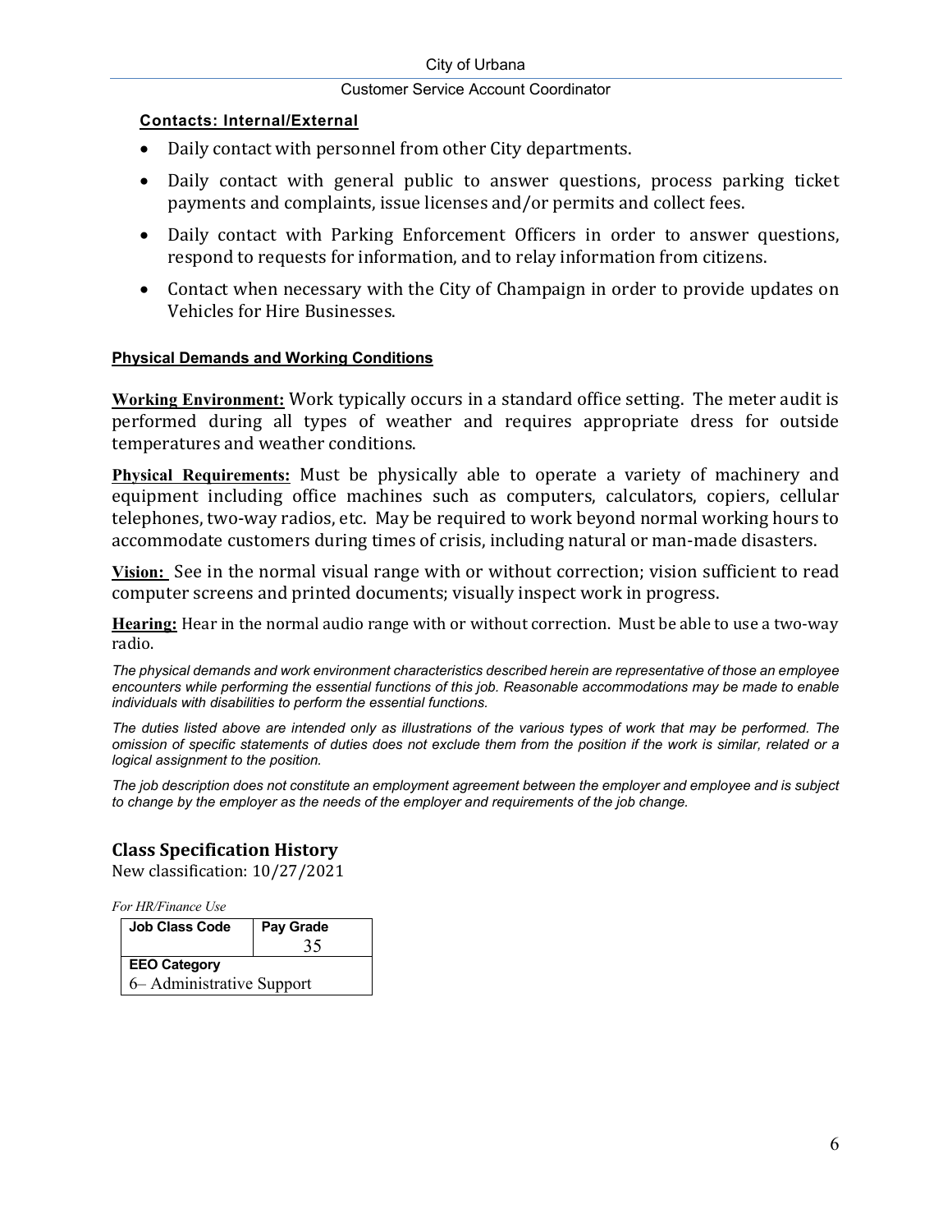**Contacts: Internal/External**

- Daily contact with personnel from other City departments.
- Daily contact with general public to answer questions, process parking ticket payments and complaints, issue licenses and/or permits and collect fees.
- Daily contact with Parking Enforcement Officers in order to answer questions, respond to requests for information, and to relay information from citizens.
- Contact when necessary with the City of Champaign in order to provide updates on Vehicles for Hire Businesses.

**Physical Demands and Working Conditions**

**Working Environment:** Work typically occurs in a standard office setting. The meter audit is performed during all types of weather and requires appropriate dress for outside temperatures and weather conditions.

**Physical Requirements:** Must be physically able to operate a variety of machinery and equipment including office machines such as computers, calculators, copiers, cellular telephones, two-way radios, etc. May be required to work beyond normal working hours to accommodate customers during times of crisis, including natural or man-made disasters.

**Vision:** See in the normal visual range with or without correction; vision sufficient to read computer screens and printed documents; visually inspect work in progress.

**Hearing:** Hear in the normal audio range with or without correction. Must be able to use a two-way radio.

*The physical demands and work environment characteristics described herein are representative of those an employee encounters while performing the essential functions of this job. Reasonable accommodations may be made to enable individuals with disabilities to perform the essential functions.*

*The duties listed above are intended only as illustrations of the various types of work that may be performed. The omission of specific statements of duties does not exclude them from the position if the work is similar, related or a logical assignment to the position.*

*The job description does not constitute an employment agreement between the employer and employee and is subject to change by the employer as the needs of the employer and requirements of the job change.*

## Class Specification History

New classification: 10/27/2021

*For HR/Finance Use*

| Job Class Code | Pay Grade |
|---|---|
| | 35 |
| **EEO Category** | |
| 6– Administrative Support | |